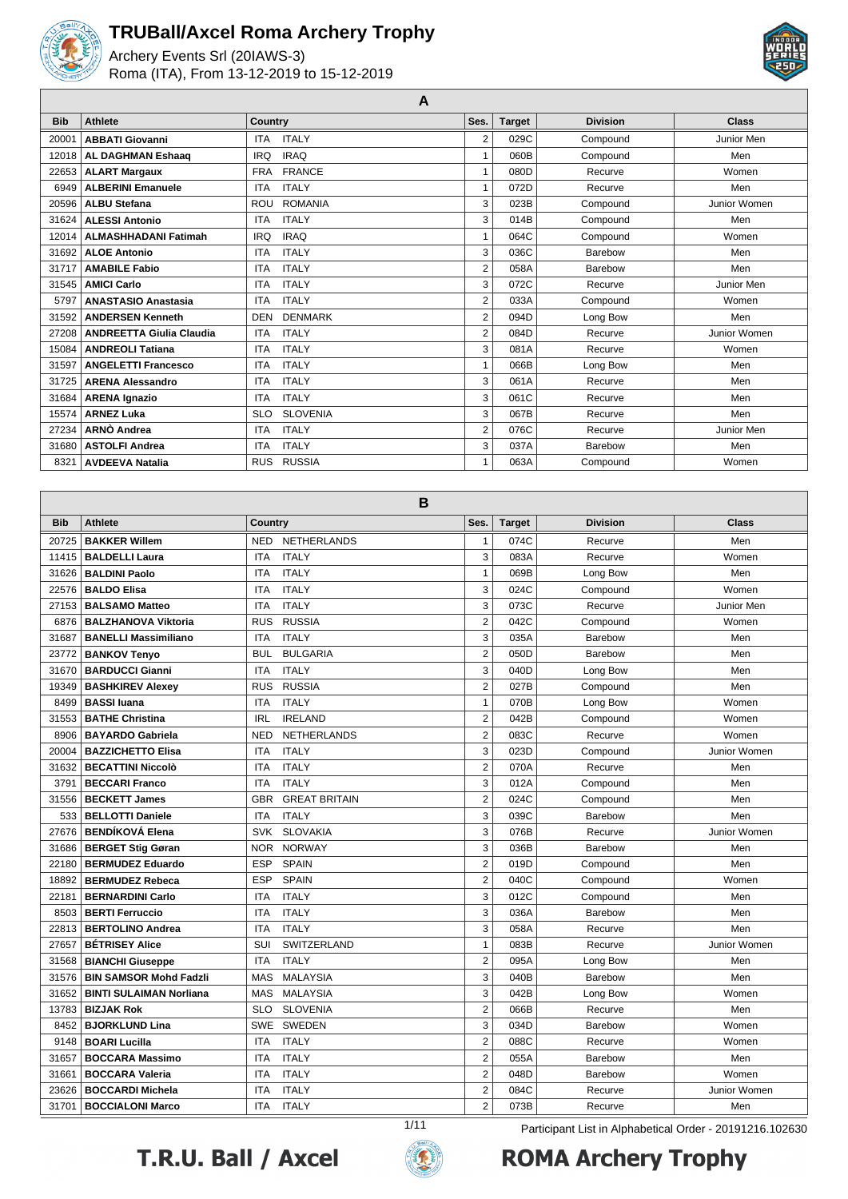# TRUBall/Axcel Roma Archery Trophy

Archery Events Srl (20IAWS-3)
Roma (ITA), From 13-12-2019 to 15-12-2019

## A

| Bib | Athlete | Country | Ses. | Target | Division | Class |
|---|---|---|---|---|---|---|
| 20001 | **ABBATI Giovanni** | ITA ITALY | 2 | 029C | Compound | Junior Men |
| 12018 | **AL DAGHMAN Eshaaq** | IRQ IRAQ | 1 | 060B | Compound | Men |
| 22653 | **ALART Margaux** | FRA FRANCE | 1 | 080D | Recurve | Women |
| 6949 | **ALBERINI Emanuele** | ITA ITALY | 1 | 072D | Recurve | Men |
| 20596 | **ALBU Stefana** | ROU ROMANIA | 3 | 023B | Compound | Junior Women |
| 31624 | **ALESSI Antonio** | ITA ITALY | 3 | 014B | Compound | Men |
| 12014 | **ALMASHHADANI Fatimah** | IRQ IRAQ | 1 | 064C | Compound | Women |
| 31692 | **ALOE Antonio** | ITA ITALY | 3 | 036C | Barebow | Men |
| 31717 | **AMABILE Fabio** | ITA ITALY | 2 | 058A | Barebow | Men |
| 31545 | **AMICI Carlo** | ITA ITALY | 3 | 072C | Recurve | Junior Men |
| 5797 | **ANASTASIO Anastasia** | ITA ITALY | 2 | 033A | Compound | Women |
| 31592 | **ANDERSEN Kenneth** | DEN DENMARK | 2 | 094D | Long Bow | Men |
| 27208 | **ANDREETTA Giulia Claudia** | ITA ITALY | 2 | 084D | Recurve | Junior Women |
| 15084 | **ANDREOLI Tatiana** | ITA ITALY | 3 | 081A | Recurve | Women |
| 31597 | **ANGELETTI Francesco** | ITA ITALY | 1 | 066B | Long Bow | Men |
| 31725 | **ARENA Alessandro** | ITA ITALY | 3 | 061A | Recurve | Men |
| 31684 | **ARENA Ignazio** | ITA ITALY | 3 | 061C | Recurve | Men |
| 15574 | **ARNEZ Luka** | SLO SLOVENIA | 3 | 067B | Recurve | Men |
| 27234 | **ARNÒ Andrea** | ITA ITALY | 2 | 076C | Recurve | Junior Men |
| 31680 | **ASTOLFI Andrea** | ITA ITALY | 3 | 037A | Barebow | Men |
| 8321 | **AVDEEVA Natalia** | RUS RUSSIA | 1 | 063A | Compound | Women |

## B

| Bib | Athlete | Country | Ses. | Target | Division | Class |
|---|---|---|---|---|---|---|
| 20725 | **BAKKER Willem** | NED NETHERLANDS | 1 | 074C | Recurve | Men |
| 11415 | **BALDELLI Laura** | ITA ITALY | 3 | 083A | Recurve | Women |
| 31626 | **BALDINI Paolo** | ITA ITALY | 1 | 069B | Long Bow | Men |
| 22576 | **BALDO Elisa** | ITA ITALY | 3 | 024C | Compound | Women |
| 27153 | **BALSAMO Matteo** | ITA ITALY | 3 | 073C | Recurve | Junior Men |
| 6876 | **BALZHANOVA Viktoria** | RUS RUSSIA | 2 | 042C | Compound | Women |
| 31687 | **BANELLI Massimiliano** | ITA ITALY | 3 | 035A | Barebow | Men |
| 23772 | **BANKOV Tenyo** | BUL BULGARIA | 2 | 050D | Barebow | Men |
| 31670 | **BARDUCCI Gianni** | ITA ITALY | 3 | 040D | Long Bow | Men |
| 19349 | **BASHKIREV Alexey** | RUS RUSSIA | 2 | 027B | Compound | Men |
| 8499 | **BASSI Iuana** | ITA ITALY | 1 | 070B | Long Bow | Women |
| 31553 | **BATHE Christina** | IRL IRELAND | 2 | 042B | Compound | Women |
| 8906 | **BAYARDO Gabriela** | NED NETHERLANDS | 2 | 083C | Recurve | Women |
| 20004 | **BAZZICHETTO Elisa** | ITA ITALY | 3 | 023D | Compound | Junior Women |
| 31632 | **BECATTINI Niccolò** | ITA ITALY | 2 | 070A | Recurve | Men |
| 3791 | **BECCARI Franco** | ITA ITALY | 3 | 012A | Compound | Men |
| 31556 | **BECKETT James** | GBR GREAT BRITAIN | 2 | 024C | Compound | Men |
| 533 | **BELLOTTI Daniele** | ITA ITALY | 3 | 039C | Barebow | Men |
| 27676 | **BENDÍKOVÁ Elena** | SVK SLOVAKIA | 3 | 076B | Recurve | Junior Women |
| 31686 | **BERGET Stig Gøran** | NOR NORWAY | 3 | 036B | Barebow | Men |
| 22180 | **BERMUDEZ Eduardo** | ESP SPAIN | 2 | 019D | Compound | Men |
| 18892 | **BERMUDEZ Rebeca** | ESP SPAIN | 2 | 040C | Compound | Women |
| 22181 | **BERNARDINI Carlo** | ITA ITALY | 3 | 012C | Compound | Men |
| 8503 | **BERTI Ferruccio** | ITA ITALY | 3 | 036A | Barebow | Men |
| 22813 | **BERTOLINO Andrea** | ITA ITALY | 3 | 058A | Recurve | Men |
| 27657 | **BÉTRISEY Alice** | SUI SWITZERLAND | 1 | 083B | Recurve | Junior Women |
| 31568 | **BIANCHI Giuseppe** | ITA ITALY | 2 | 095A | Long Bow | Men |
| 31576 | **BIN SAMSOR Mohd Fadzli** | MAS MALAYSIA | 3 | 040B | Barebow | Men |
| 31652 | **BINTI SULAIMAN Norliana** | MAS MALAYSIA | 3 | 042B | Long Bow | Women |
| 13783 | **BIZJAK Rok** | SLO SLOVENIA | 2 | 066B | Recurve | Men |
| 8452 | **BJORKLUND Lina** | SWE SWEDEN | 3 | 034D | Barebow | Women |
| 9148 | **BOARI Lucilla** | ITA ITALY | 2 | 088C | Recurve | Women |
| 31657 | **BOCCARA Massimo** | ITA ITALY | 2 | 055A | Barebow | Men |
| 31661 | **BOCCARA Valeria** | ITA ITALY | 2 | 048D | Barebow | Women |
| 23626 | **BOCCARDI Michela** | ITA ITALY | 2 | 084C | Recurve | Junior Women |
| 31701 | **BOCCIALONI Marco** | ITA ITALY | 2 | 073B | Recurve | Men |

Participant List in Alphabetical Order - 20191216.102630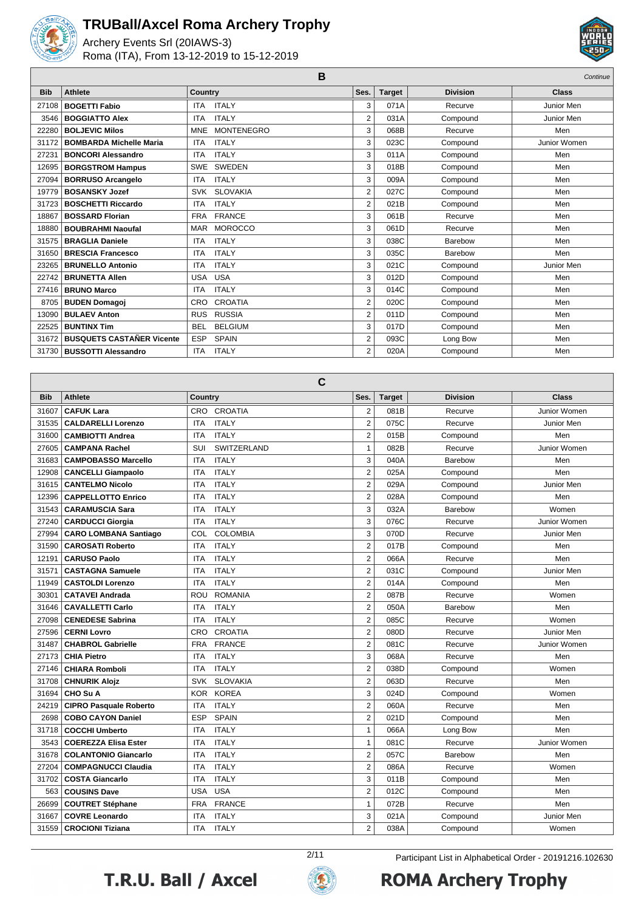# TRUBall/Axcel Roma Archery Trophy

Archery Events Srl (20IAWS-3)
Roma (ITA), From 13-12-2019 to 15-12-2019

## B

*Continue*

| Bib | Athlete | Country | | Ses. | Target | Division | Class |
|---|---|---|---|---|---|---|---|
| 27108 | **BOGETTI Fabio** | ITA | ITALY | 3 | 071A | Recurve | Junior Men |
| 3546 | **BOGGIATTO Alex** | ITA | ITALY | 2 | 031A | Compound | Junior Men |
| 22280 | **BOLJEVIC Milos** | MNE | MONTENEGRO | 3 | 068B | Recurve | Men |
| 31172 | **BOMBARDA Michelle Maria** | ITA | ITALY | 3 | 023C | Compound | Junior Women |
| 27231 | **BONCORI Alessandro** | ITA | ITALY | 3 | 011A | Compound | Men |
| 12695 | **BORGSTROM Hampus** | SWE | SWEDEN | 3 | 018B | Compound | Men |
| 27094 | **BORRUSO Arcangelo** | ITA | ITALY | 3 | 009A | Compound | Men |
| 19779 | **BOSANSKY Jozef** | SVK | SLOVAKIA | 2 | 027C | Compound | Men |
| 31723 | **BOSCHETTI Riccardo** | ITA | ITALY | 2 | 021B | Compound | Men |
| 18867 | **BOSSARD Florian** | FRA | FRANCE | 3 | 061B | Recurve | Men |
| 18880 | **BOUBRAHMI Naoufal** | MAR | MOROCCO | 3 | 061D | Recurve | Men |
| 31575 | **BRAGLIA Daniele** | ITA | ITALY | 3 | 038C | Barebow | Men |
| 31650 | **BRESCIA Francesco** | ITA | ITALY | 3 | 035C | Barebow | Men |
| 23265 | **BRUNELLO Antonio** | ITA | ITALY | 3 | 021C | Compound | Junior Men |
| 22742 | **BRUNETTA Allen** | USA | USA | 3 | 012D | Compound | Men |
| 27416 | **BRUNO Marco** | ITA | ITALY | 3 | 014C | Compound | Men |
| 8705 | **BUDEN Domagoj** | CRO | CROATIA | 2 | 020C | Compound | Men |
| 13090 | **BULAEV Anton** | RUS | RUSSIA | 2 | 011D | Compound | Men |
| 22525 | **BUNTINX Tim** | BEL | BELGIUM | 3 | 017D | Compound | Men |
| 31672 | **BUSQUETS CASTAÑER Vicente** | ESP | SPAIN | 2 | 093C | Long Bow | Men |
| 31730 | **BUSSOTTI Alessandro** | ITA | ITALY | 2 | 020A | Compound | Men |

## C

| Bib | Athlete | Country | | Ses. | Target | Division | Class |
|---|---|---|---|---|---|---|---|
| 31607 | **CAFUK Lara** | CRO | CROATIA | 2 | 081B | Recurve | Junior Women |
| 31535 | **CALDARELLI Lorenzo** | ITA | ITALY | 2 | 075C | Recurve | Junior Men |
| 31600 | **CAMBIOTTI Andrea** | ITA | ITALY | 2 | 015B | Compound | Men |
| 27605 | **CAMPANA Rachel** | SUI | SWITZERLAND | 1 | 082B | Recurve | Junior Women |
| 31683 | **CAMPOBASSO Marcello** | ITA | ITALY | 3 | 040A | Barebow | Men |
| 12908 | **CANCELLI Giampaolo** | ITA | ITALY | 2 | 025A | Compound | Men |
| 31615 | **CANTELMO Nicolo** | ITA | ITALY | 2 | 029A | Compound | Junior Men |
| 12396 | **CAPPELLOTTO Enrico** | ITA | ITALY | 2 | 028A | Compound | Men |
| 31543 | **CARAMUSCIA Sara** | ITA | ITALY | 3 | 032A | Barebow | Women |
| 27240 | **CARDUCCI Giorgia** | ITA | ITALY | 3 | 076C | Recurve | Junior Women |
| 27994 | **CARO LOMBANA Santiago** | COL | COLOMBIA | 3 | 070D | Recurve | Junior Men |
| 31590 | **CAROSATI Roberto** | ITA | ITALY | 2 | 017B | Compound | Men |
| 12191 | **CARUSO Paolo** | ITA | ITALY | 2 | 066A | Recurve | Men |
| 31571 | **CASTAGNA Samuele** | ITA | ITALY | 2 | 031C | Compound | Junior Men |
| 11949 | **CASTOLDI Lorenzo** | ITA | ITALY | 2 | 014A | Compound | Men |
| 30301 | **CATAVEI Andrada** | ROU | ROMANIA | 2 | 087B | Recurve | Women |
| 31646 | **CAVALLETTI Carlo** | ITA | ITALY | 2 | 050A | Barebow | Men |
| 27098 | **CENEDESE Sabrina** | ITA | ITALY | 2 | 085C | Recurve | Women |
| 27596 | **CERNI Lovro** | CRO | CROATIA | 2 | 080D | Recurve | Junior Men |
| 31487 | **CHABROL Gabrielle** | FRA | FRANCE | 2 | 081C | Recurve | Junior Women |
| 27173 | **CHIA Pietro** | ITA | ITALY | 3 | 068A | Recurve | Men |
| 27146 | **CHIARA Romboli** | ITA | ITALY | 2 | 038D | Compound | Women |
| 31708 | **CHNURIK Alojz** | SVK | SLOVAKIA | 2 | 063D | Recurve | Men |
| 31694 | **CHO Su A** | KOR | KOREA | 3 | 024D | Compound | Women |
| 24219 | **CIPRO Pasquale Roberto** | ITA | ITALY | 2 | 060A | Recurve | Men |
| 2698 | **COBO CAYON Daniel** | ESP | SPAIN | 2 | 021D | Compound | Men |
| 31718 | **COCCHI Umberto** | ITA | ITALY | 1 | 066A | Long Bow | Men |
| 3543 | **COEREZZA Elisa Ester** | ITA | ITALY | 1 | 081C | Recurve | Junior Women |
| 31678 | **COLANTONIO Giancarlo** | ITA | ITALY | 2 | 057C | Barebow | Men |
| 27204 | **COMPAGNUCCI Claudia** | ITA | ITALY | 2 | 086A | Recurve | Women |
| 31702 | **COSTA Giancarlo** | ITA | ITALY | 3 | 011B | Compound | Men |
| 563 | **COUSINS Dave** | USA | USA | 2 | 012C | Compound | Men |
| 26699 | **COUTRET Stéphane** | FRA | FRANCE | 1 | 072B | Recurve | Men |
| 31667 | **COVRE Leonardo** | ITA | ITALY | 3 | 021A | Compound | Junior Men |
| 31559 | **CROCIONI Tiziana** | ITA | ITALY | 2 | 038A | Compound | Women |

Participant List in Alphabetical Order - 20191216.102630

T.R.U. Ball / Axcel — ROMA Archery Trophy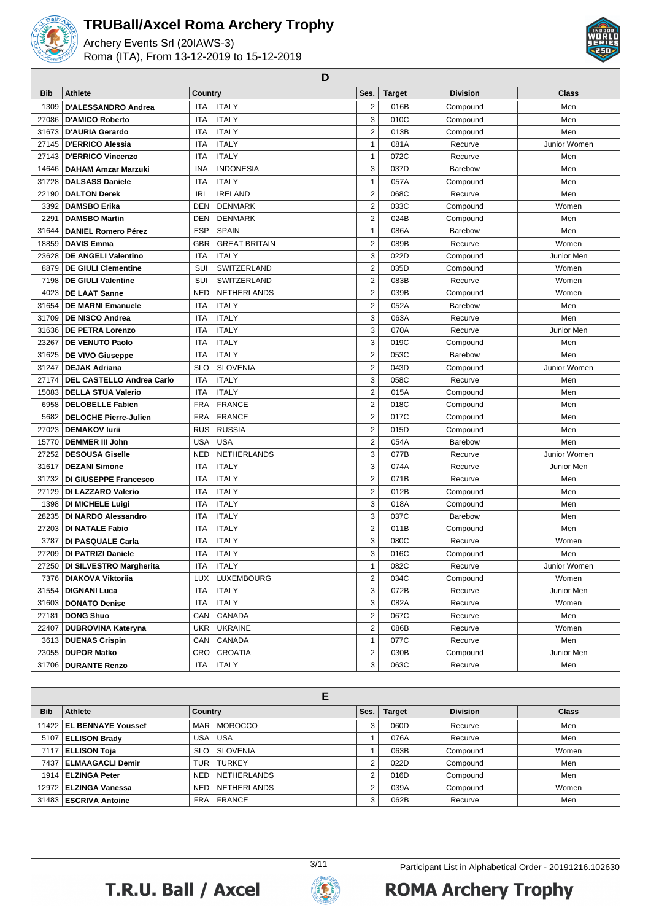# TRUBall/Axcel Roma Archery Trophy

Archery Events Srl (20IAWS-3)
Roma (ITA), From 13-12-2019 to 15-12-2019

## D

| Bib | Athlete | Country | | Ses. | Target | Division | Class |
|---|---|---|---|---|---|---|---|
| 1309 | D'ALESSANDRO Andrea | ITA | ITALY | 2 | 016B | Compound | Men |
| 27086 | D'AMICO Roberto | ITA | ITALY | 3 | 010C | Compound | Men |
| 31673 | D'AURIA Gerardo | ITA | ITALY | 2 | 013B | Compound | Men |
| 27145 | D'ERRICO Alessia | ITA | ITALY | 1 | 081A | Recurve | Junior Women |
| 27143 | D'ERRICO Vincenzo | ITA | ITALY | 1 | 072C | Recurve | Men |
| 14646 | DAHAM Amzar Marzuki | INA | INDONESIA | 3 | 037D | Barebow | Men |
| 31728 | DALSASS Daniele | ITA | ITALY | 1 | 057A | Compound | Men |
| 22190 | DALTON Derek | IRL | IRELAND | 2 | 068C | Recurve | Men |
| 3392 | DAMSBO Erika | DEN | DENMARK | 2 | 033C | Compound | Women |
| 2291 | DAMSBO Martin | DEN | DENMARK | 2 | 024B | Compound | Men |
| 31644 | DANIEL Romero Pérez | ESP | SPAIN | 1 | 086A | Barebow | Men |
| 18859 | DAVIS Emma | GBR | GREAT BRITAIN | 2 | 089B | Recurve | Women |
| 23628 | DE ANGELI Valentino | ITA | ITALY | 3 | 022D | Compound | Junior Men |
| 8879 | DE GIULI Clementine | SUI | SWITZERLAND | 2 | 035D | Compound | Women |
| 7198 | DE GIULI Valentine | SUI | SWITZERLAND | 2 | 083B | Recurve | Women |
| 4023 | DE LAAT Sanne | NED | NETHERLANDS | 2 | 039B | Compound | Women |
| 31654 | DE MARNI Emanuele | ITA | ITALY | 2 | 052A | Barebow | Men |
| 31709 | DE NISCO Andrea | ITA | ITALY | 3 | 063A | Recurve | Men |
| 31636 | DE PETRA Lorenzo | ITA | ITALY | 3 | 070A | Recurve | Junior Men |
| 23267 | DE VENUTO Paolo | ITA | ITALY | 3 | 019C | Compound | Men |
| 31625 | DE VIVO Giuseppe | ITA | ITALY | 2 | 053C | Barebow | Men |
| 31247 | DEJAK Adriana | SLO | SLOVENIA | 2 | 043D | Compound | Junior Women |
| 27174 | DEL CASTELLO Andrea Carlo | ITA | ITALY | 3 | 058C | Recurve | Men |
| 15083 | DELLA STUA Valerio | ITA | ITALY | 2 | 015A | Compound | Men |
| 6958 | DELOBELLE Fabien | FRA | FRANCE | 2 | 018C | Compound | Men |
| 5682 | DELOCHE Pierre-Julien | FRA | FRANCE | 2 | 017C | Compound | Men |
| 27023 | DEMAKOV Iurii | RUS | RUSSIA | 2 | 015D | Compound | Men |
| 15770 | DEMMER III John | USA | USA | 2 | 054A | Barebow | Men |
| 27252 | DESOUSA Giselle | NED | NETHERLANDS | 3 | 077B | Recurve | Junior Women |
| 31617 | DEZANI Simone | ITA | ITALY | 3 | 074A | Recurve | Junior Men |
| 31732 | DI GIUSEPPE Francesco | ITA | ITALY | 2 | 071B | Recurve | Men |
| 27129 | DI LAZZARO Valerio | ITA | ITALY | 2 | 012B | Compound | Men |
| 1398 | DI MICHELE Luigi | ITA | ITALY | 3 | 018A | Compound | Men |
| 28235 | DI NARDO Alessandro | ITA | ITALY | 3 | 037C | Barebow | Men |
| 27203 | DI NATALE Fabio | ITA | ITALY | 2 | 011B | Compound | Men |
| 3787 | DI PASQUALE Carla | ITA | ITALY | 3 | 080C | Recurve | Women |
| 27209 | DI PATRIZI Daniele | ITA | ITALY | 3 | 016C | Compound | Men |
| 27250 | DI SILVESTRO Margherita | ITA | ITALY | 1 | 082C | Recurve | Junior Women |
| 7376 | DIAKOVA Viktoriia | LUX | LUXEMBOURG | 2 | 034C | Compound | Women |
| 31554 | DIGNANI Luca | ITA | ITALY | 3 | 072B | Recurve | Junior Men |
| 31603 | DONATO Denise | ITA | ITALY | 3 | 082A | Recurve | Women |
| 27181 | DONG Shuo | CAN | CANADA | 2 | 067C | Recurve | Men |
| 22407 | DUBROVINA Kateryna | UKR | UKRAINE | 2 | 086B | Recurve | Women |
| 3613 | DUENAS Crispin | CAN | CANADA | 1 | 077C | Recurve | Men |
| 23055 | DUPOR Matko | CRO | CROATIA | 2 | 030B | Compound | Junior Men |
| 31706 | DURANTE Renzo | ITA | ITALY | 3 | 063C | Recurve | Men |

## E

| Bib | Athlete | Country | | Ses. | Target | Division | Class |
|---|---|---|---|---|---|---|---|
| 11422 | EL BENNAYE Youssef | MAR | MOROCCO | 3 | 060D | Recurve | Men |
| 5107 | ELLISON Brady | USA | USA | 1 | 076A | Recurve | Men |
| 7117 | ELLISON Toja | SLO | SLOVENIA | 1 | 063B | Compound | Women |
| 7437 | ELMAAGACLI Demir | TUR | TURKEY | 2 | 022D | Compound | Men |
| 1914 | ELZINGA Peter | NED | NETHERLANDS | 2 | 016D | Compound | Men |
| 12972 | ELZINGA Vanessa | NED | NETHERLANDS | 2 | 039A | Compound | Women |
| 31483 | ESCRIVA Antoine | FRA | FRANCE | 3 | 062B | Recurve | Men |

Participant List in Alphabetical Order - 20191216.102630

T.R.U. Ball / Axcel — ROMA Archery Trophy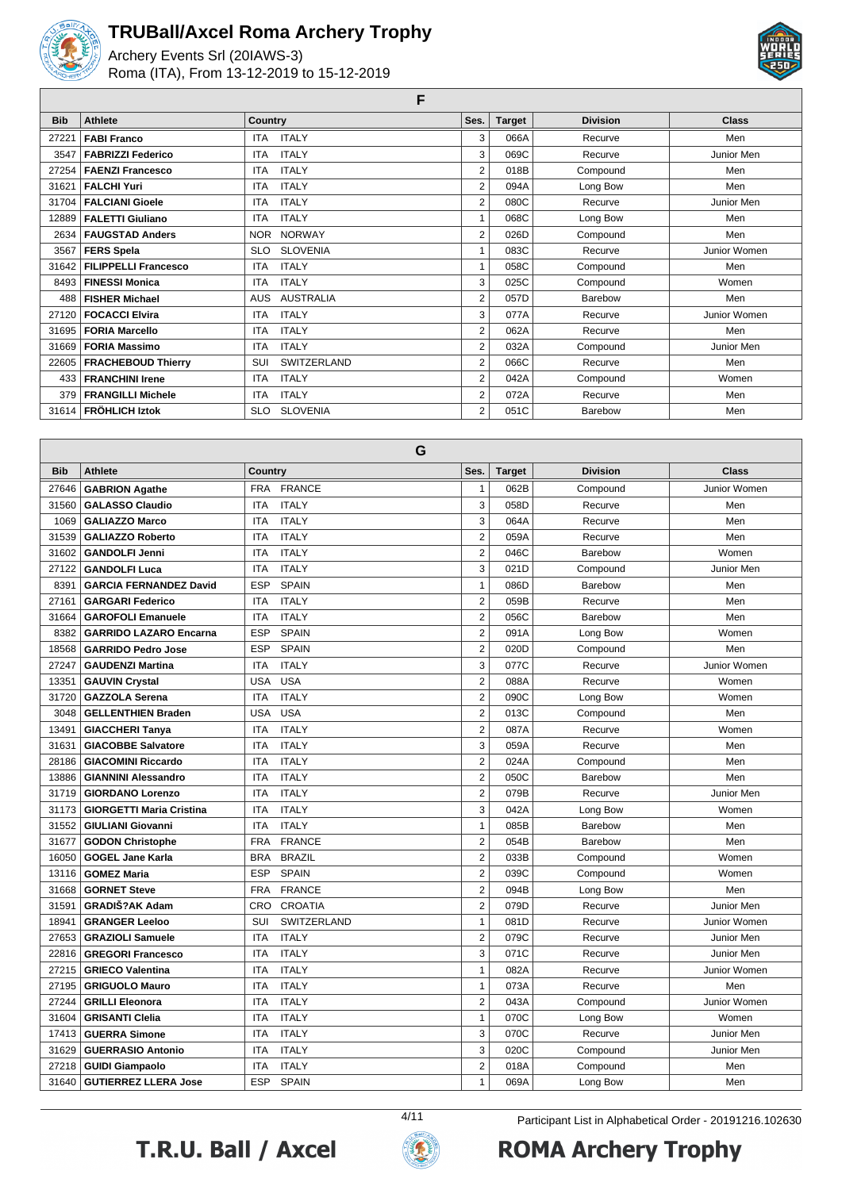# TRUBall/Axcel Roma Archery Trophy

Archery Events Srl (20IAWS-3)
Roma (ITA), From 13-12-2019 to 15-12-2019

## F

| Bib | Athlete | Country | | Ses. | Target | Division | Class |
|---|---|---|---|---|---|---|---|
| 27221 | **FABI Franco** | ITA | ITALY | 3 | 066A | Recurve | Men |
| 3547 | **FABRIZZI Federico** | ITA | ITALY | 3 | 069C | Recurve | Junior Men |
| 27254 | **FAENZI Francesco** | ITA | ITALY | 2 | 018B | Compound | Men |
| 31621 | **FALCHI Yuri** | ITA | ITALY | 2 | 094A | Long Bow | Men |
| 31704 | **FALCIANI Gioele** | ITA | ITALY | 2 | 080C | Recurve | Junior Men |
| 12889 | **FALETTI Giuliano** | ITA | ITALY | 1 | 068C | Long Bow | Men |
| 2634 | **FAUGSTAD Anders** | NOR | NORWAY | 2 | 026D | Compound | Men |
| 3567 | **FERS Spela** | SLO | SLOVENIA | 1 | 083C | Recurve | Junior Women |
| 31642 | **FILIPPELLI Francesco** | ITA | ITALY | 1 | 058C | Compound | Men |
| 8493 | **FINESSI Monica** | ITA | ITALY | 3 | 025C | Compound | Women |
| 488 | **FISHER Michael** | AUS | AUSTRALIA | 2 | 057D | Barebow | Men |
| 27120 | **FOCACCI Elvira** | ITA | ITALY | 3 | 077A | Recurve | Junior Women |
| 31695 | **FORIA Marcello** | ITA | ITALY | 2 | 062A | Recurve | Men |
| 31669 | **FORIA Massimo** | ITA | ITALY | 2 | 032A | Compound | Junior Men |
| 22605 | **FRACHEBOUD Thierry** | SUI | SWITZERLAND | 2 | 066C | Recurve | Men |
| 433 | **FRANCHINI Irene** | ITA | ITALY | 2 | 042A | Compound | Women |
| 379 | **FRANGILLI Michele** | ITA | ITALY | 2 | 072A | Recurve | Men |
| 31614 | **FRÖHLICH Iztok** | SLO | SLOVENIA | 2 | 051C | Barebow | Men |

## G

| Bib | Athlete | Country | | Ses. | Target | Division | Class |
|---|---|---|---|---|---|---|---|
| 27646 | **GABRION Agathe** | FRA | FRANCE | 1 | 062B | Compound | Junior Women |
| 31560 | **GALASSO Claudio** | ITA | ITALY | 3 | 058D | Recurve | Men |
| 1069 | **GALIAZZO Marco** | ITA | ITALY | 3 | 064A | Recurve | Men |
| 31539 | **GALIAZZO Roberto** | ITA | ITALY | 2 | 059A | Recurve | Men |
| 31602 | **GANDOLFI Jenni** | ITA | ITALY | 2 | 046C | Barebow | Women |
| 27122 | **GANDOLFI Luca** | ITA | ITALY | 3 | 021D | Compound | Junior Men |
| 8391 | **GARCIA FERNANDEZ David** | ESP | SPAIN | 1 | 086D | Barebow | Men |
| 27161 | **GARGARI Federico** | ITA | ITALY | 2 | 059B | Recurve | Men |
| 31664 | **GAROFOLI Emanuele** | ITA | ITALY | 2 | 056C | Barebow | Men |
| 8382 | **GARRIDO LAZARO Encarna** | ESP | SPAIN | 2 | 091A | Long Bow | Women |
| 18568 | **GARRIDO Pedro Jose** | ESP | SPAIN | 2 | 020D | Compound | Men |
| 27247 | **GAUDENZI Martina** | ITA | ITALY | 3 | 077C | Recurve | Junior Women |
| 13351 | **GAUVIN Crystal** | USA | USA | 2 | 088A | Recurve | Women |
| 31720 | **GAZZOLA Serena** | ITA | ITALY | 2 | 090C | Long Bow | Women |
| 3048 | **GELLENTHIEN Braden** | USA | USA | 2 | 013C | Compound | Men |
| 13491 | **GIACCHERI Tanya** | ITA | ITALY | 2 | 087A | Recurve | Women |
| 31631 | **GIACOBBE Salvatore** | ITA | ITALY | 3 | 059A | Recurve | Men |
| 28186 | **GIACOMINI Riccardo** | ITA | ITALY | 2 | 024A | Compound | Men |
| 13886 | **GIANNINI Alessandro** | ITA | ITALY | 2 | 050C | Barebow | Men |
| 31719 | **GIORDANO Lorenzo** | ITA | ITALY | 2 | 079B | Recurve | Junior Men |
| 31173 | **GIORGETTI Maria Cristina** | ITA | ITALY | 3 | 042A | Long Bow | Women |
| 31552 | **GIULIANI Giovanni** | ITA | ITALY | 1 | 085B | Barebow | Men |
| 31677 | **GODON Christophe** | FRA | FRANCE | 2 | 054B | Barebow | Men |
| 16050 | **GOGEL Jane Karla** | BRA | BRAZIL | 2 | 033B | Compound | Women |
| 13116 | **GOMEZ Maria** | ESP | SPAIN | 2 | 039C | Compound | Women |
| 31668 | **GORNET Steve** | FRA | FRANCE | 2 | 094B | Long Bow | Men |
| 31591 | **GRADIŠ?AK Adam** | CRO | CROATIA | 2 | 079D | Recurve | Junior Men |
| 18941 | **GRANGER Leeloo** | SUI | SWITZERLAND | 1 | 081D | Recurve | Junior Women |
| 27653 | **GRAZIOLI Samuele** | ITA | ITALY | 2 | 079C | Recurve | Junior Men |
| 22816 | **GREGORI Francesco** | ITA | ITALY | 3 | 071C | Recurve | Junior Men |
| 27215 | **GRIECO Valentina** | ITA | ITALY | 1 | 082A | Recurve | Junior Women |
| 27195 | **GRIGUOLO Mauro** | ITA | ITALY | 1 | 073A | Recurve | Men |
| 27244 | **GRILLI Eleonora** | ITA | ITALY | 2 | 043A | Compound | Junior Women |
| 31604 | **GRISANTI Clelia** | ITA | ITALY | 1 | 070C | Long Bow | Women |
| 17413 | **GUERRA Simone** | ITA | ITALY | 3 | 070C | Recurve | Junior Men |
| 31629 | **GUERRASIO Antonio** | ITA | ITALY | 3 | 020C | Compound | Junior Men |
| 27218 | **GUIDI Giampaolo** | ITA | ITALY | 2 | 018A | Compound | Men |
| 31640 | **GUTIERREZ LLERA Jose** | ESP | SPAIN | 1 | 069A | Long Bow | Men |

Participant List in Alphabetical Order - 20191216.102630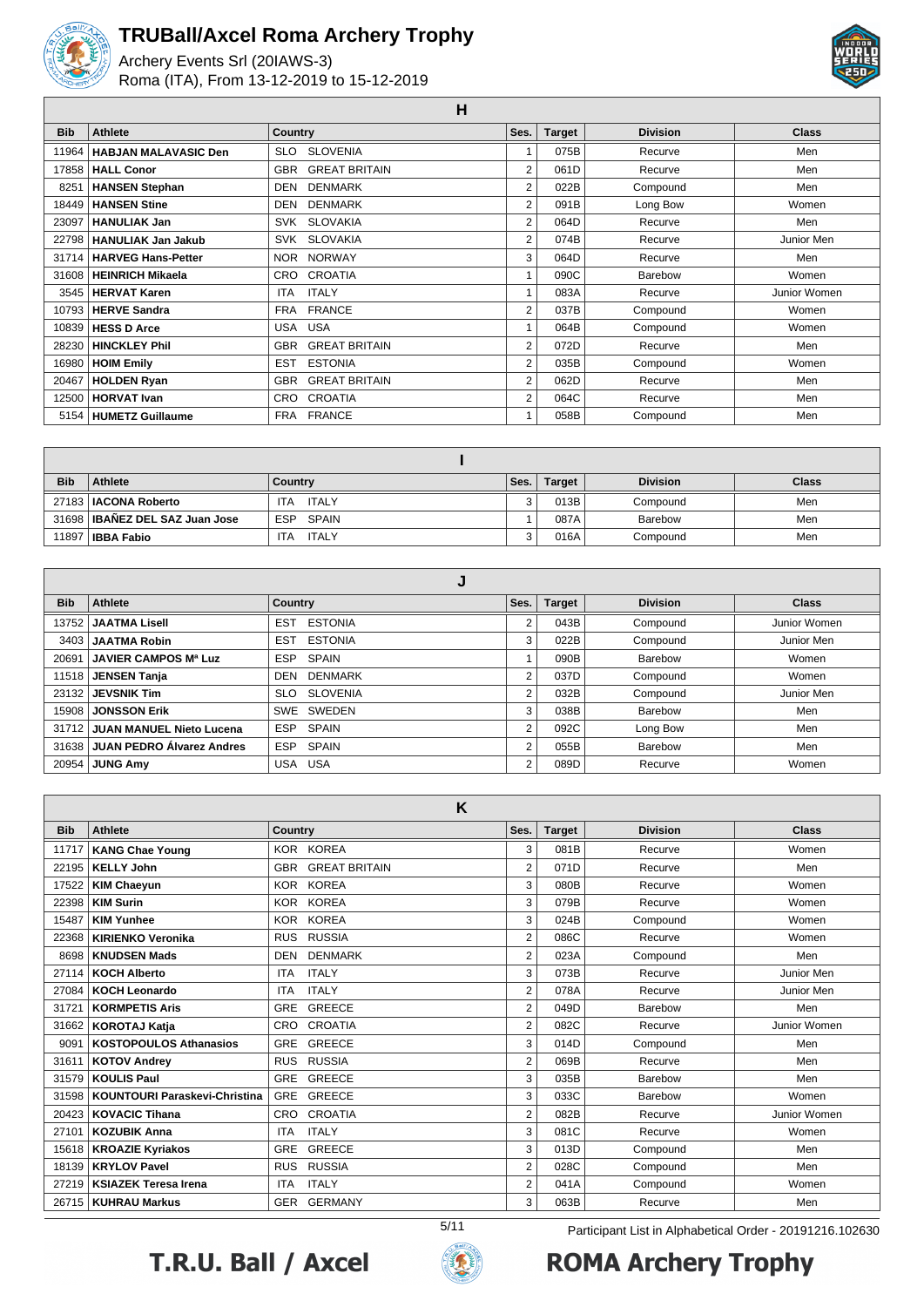# TRUBall/Axcel Roma Archery Trophy

Archery Events Srl (20IAWS-3)
Roma (ITA), From 13-12-2019 to 15-12-2019

## H

| Bib | Athlete | Country | Ses. | Target | Division | Class |
|---|---|---|---|---|---|---|
| 11964 | **HABJAN MALAVASIC Den** | SLO SLOVENIA | 1 | 075B | Recurve | Men |
| 17858 | **HALL Conor** | GBR GREAT BRITAIN | 2 | 061D | Recurve | Men |
| 8251 | **HANSEN Stephan** | DEN DENMARK | 2 | 022B | Compound | Men |
| 18449 | **HANSEN Stine** | DEN DENMARK | 2 | 091B | Long Bow | Women |
| 23097 | **HANULIAK Jan** | SVK SLOVAKIA | 2 | 064D | Recurve | Men |
| 22798 | **HANULIAK Jan Jakub** | SVK SLOVAKIA | 2 | 074B | Recurve | Junior Men |
| 31714 | **HARVEG Hans-Petter** | NOR NORWAY | 3 | 064D | Recurve | Men |
| 31608 | **HEINRICH Mikaela** | CRO CROATIA | 1 | 090C | Barebow | Women |
| 3545 | **HERVAT Karen** | ITA ITALY | 1 | 083A | Recurve | Junior Women |
| 10793 | **HERVE Sandra** | FRA FRANCE | 2 | 037B | Compound | Women |
| 10839 | **HESS D Arce** | USA USA | 1 | 064B | Compound | Women |
| 28230 | **HINCKLEY Phil** | GBR GREAT BRITAIN | 2 | 072D | Recurve | Men |
| 16980 | **HOIM Emily** | EST ESTONIA | 2 | 035B | Compound | Women |
| 20467 | **HOLDEN Ryan** | GBR GREAT BRITAIN | 2 | 062D | Recurve | Men |
| 12500 | **HORVAT Ivan** | CRO CROATIA | 2 | 064C | Recurve | Men |
| 5154 | **HUMETZ Guillaume** | FRA FRANCE | 1 | 058B | Compound | Men |

## I

| Bib | Athlete | Country | Ses. | Target | Division | Class |
|---|---|---|---|---|---|---|
| 27183 | **IACONA Roberto** | ITA ITALY | 3 | 013B | Compound | Men |
| 31698 | **IBAÑEZ DEL SAZ Juan Jose** | ESP SPAIN | 1 | 087A | Barebow | Men |
| 11897 | **IBBA Fabio** | ITA ITALY | 3 | 016A | Compound | Men |

## J

| Bib | Athlete | Country | Ses. | Target | Division | Class |
|---|---|---|---|---|---|---|
| 13752 | **JAATMA Lisell** | EST ESTONIA | 2 | 043B | Compound | Junior Women |
| 3403 | **JAATMA Robin** | EST ESTONIA | 3 | 022B | Compound | Junior Men |
| 20691 | **JAVIER CAMPOS Mª Luz** | ESP SPAIN | 1 | 090B | Barebow | Women |
| 11518 | **JENSEN Tanja** | DEN DENMARK | 2 | 037D | Compound | Women |
| 23132 | **JEVSNIK Tim** | SLO SLOVENIA | 2 | 032B | Compound | Junior Men |
| 15908 | **JONSSON Erik** | SWE SWEDEN | 3 | 038B | Barebow | Men |
| 31712 | **JUAN MANUEL Nieto Lucena** | ESP SPAIN | 2 | 092C | Long Bow | Men |
| 31638 | **JUAN PEDRO Álvarez Andres** | ESP SPAIN | 2 | 055B | Barebow | Men |
| 20954 | **JUNG Amy** | USA USA | 2 | 089D | Recurve | Women |

## K

| Bib | Athlete | Country | Ses. | Target | Division | Class |
|---|---|---|---|---|---|---|
| 11717 | **KANG Chae Young** | KOR KOREA | 3 | 081B | Recurve | Women |
| 22195 | **KELLY John** | GBR GREAT BRITAIN | 2 | 071D | Recurve | Men |
| 17522 | **KIM Chaeyun** | KOR KOREA | 3 | 080B | Recurve | Women |
| 22398 | **KIM Surin** | KOR KOREA | 3 | 079B | Recurve | Women |
| 15487 | **KIM Yunhee** | KOR KOREA | 3 | 024B | Compound | Women |
| 22368 | **KIRIENKO Veronika** | RUS RUSSIA | 2 | 086C | Recurve | Women |
| 8698 | **KNUDSEN Mads** | DEN DENMARK | 2 | 023A | Compound | Men |
| 27114 | **KOCH Alberto** | ITA ITALY | 3 | 073B | Recurve | Junior Men |
| 27084 | **KOCH Leonardo** | ITA ITALY | 2 | 078A | Recurve | Junior Men |
| 31721 | **KORMPETIS Aris** | GRE GREECE | 2 | 049D | Barebow | Men |
| 31662 | **KOROTAJ Katja** | CRO CROATIA | 2 | 082C | Recurve | Junior Women |
| 9091 | **KOSTOPOULOS Athanasios** | GRE GREECE | 3 | 014D | Compound | Men |
| 31611 | **KOTOV Andrey** | RUS RUSSIA | 2 | 069B | Recurve | Men |
| 31579 | **KOULIS Paul** | GRE GREECE | 3 | 035B | Barebow | Men |
| 31598 | **KOUNTOURI Paraskevi-Christina** | GRE GREECE | 3 | 033C | Barebow | Women |
| 20423 | **KOVACIC Tihana** | CRO CROATIA | 2 | 082B | Recurve | Junior Women |
| 27101 | **KOZUBIK Anna** | ITA ITALY | 3 | 081C | Recurve | Women |
| 15618 | **KROAZIE Kyriakos** | GRE GREECE | 3 | 013D | Compound | Men |
| 18139 | **KRYLOV Pavel** | RUS RUSSIA | 2 | 028C | Compound | Men |
| 27219 | **KSIAZEK Teresa Irena** | ITA ITALY | 2 | 041A | Compound | Women |
| 26715 | **KUHRAU Markus** | GER GERMANY | 3 | 063B | Recurve | Men |

Participant List in Alphabetical Order - 20191216.102630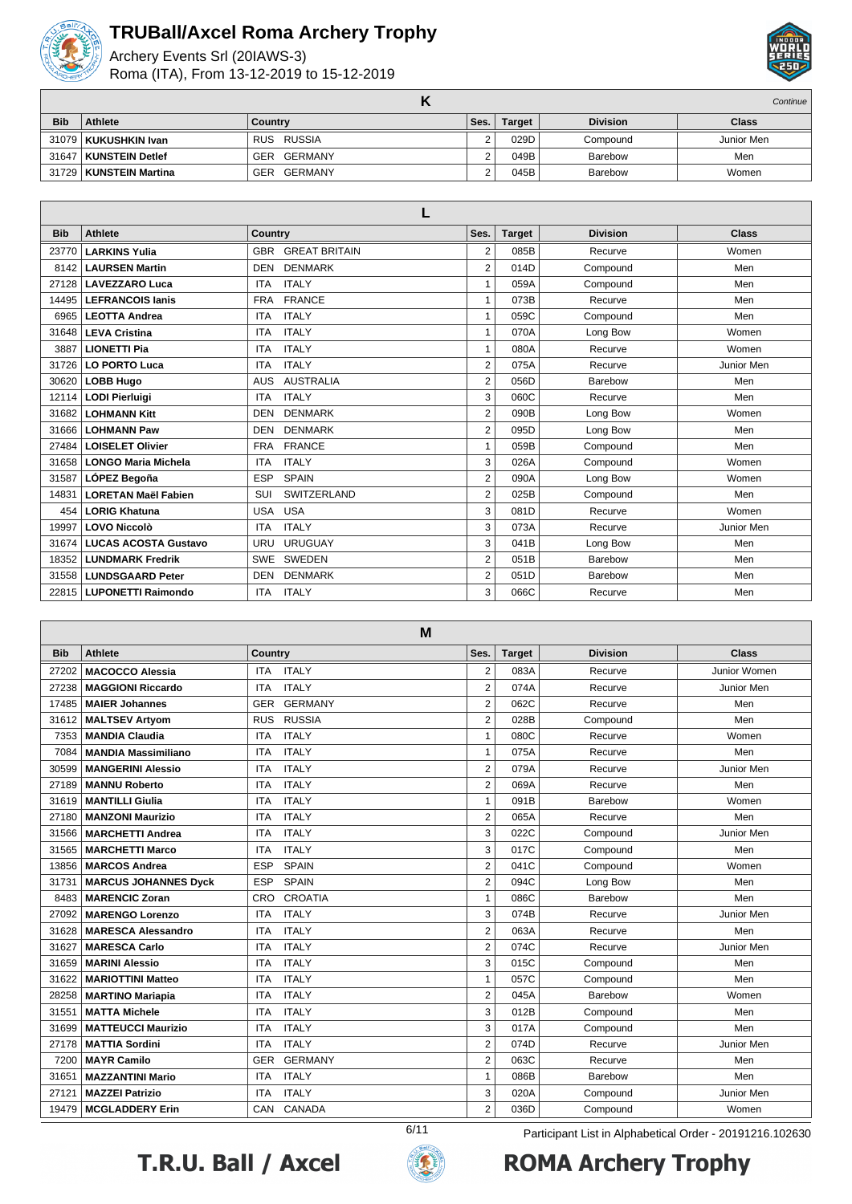# TRUBall/Axcel Roma Archery Trophy

Archery Events Srl (20IAWS-3)
Roma (ITA), From 13-12-2019 to 15-12-2019

## K

*Continue*

| Bib | Athlete | Country | Ses. | Target | Division | Class |
|---|---|---|---|---|---|---|
| 31079 | **KUKUSHKIN Ivan** | RUS RUSSIA | 2 | 029D | Compound | Junior Men |
| 31647 | **KUNSTEIN Detlef** | GER GERMANY | 2 | 049B | Barebow | Men |
| 31729 | **KUNSTEIN Martina** | GER GERMANY | 2 | 045B | Barebow | Women |

## L

| Bib | Athlete | Country | Ses. | Target | Division | Class |
|---|---|---|---|---|---|---|
| 23770 | **LARKINS Yulia** | GBR GREAT BRITAIN | 2 | 085B | Recurve | Women |
| 8142 | **LAURSEN Martin** | DEN DENMARK | 2 | 014D | Compound | Men |
| 27128 | **LAVEZZARO Luca** | ITA ITALY | 1 | 059A | Compound | Men |
| 14495 | **LEFRANCOIS Ianis** | FRA FRANCE | 1 | 073B | Recurve | Men |
| 6965 | **LEOTTA Andrea** | ITA ITALY | 1 | 059C | Compound | Men |
| 31648 | **LEVA Cristina** | ITA ITALY | 1 | 070A | Long Bow | Women |
| 3887 | **LIONETTI Pia** | ITA ITALY | 1 | 080A | Recurve | Women |
| 31726 | **LO PORTO Luca** | ITA ITALY | 2 | 075A | Recurve | Junior Men |
| 30620 | **LOBB Hugo** | AUS AUSTRALIA | 2 | 056D | Barebow | Men |
| 12114 | **LODI Pierluigi** | ITA ITALY | 3 | 060C | Recurve | Men |
| 31682 | **LOHMANN Kitt** | DEN DENMARK | 2 | 090B | Long Bow | Women |
| 31666 | **LOHMANN Paw** | DEN DENMARK | 2 | 095D | Long Bow | Men |
| 27484 | **LOISELET Olivier** | FRA FRANCE | 1 | 059B | Compound | Men |
| 31658 | **LONGO Maria Michela** | ITA ITALY | 3 | 026A | Compound | Women |
| 31587 | **LÓPEZ Begoña** | ESP SPAIN | 2 | 090A | Long Bow | Women |
| 14831 | **LORETAN Maël Fabien** | SUI SWITZERLAND | 2 | 025B | Compound | Men |
| 454 | **LORIG Khatuna** | USA USA | 3 | 081D | Recurve | Women |
| 19997 | **LOVO Niccolò** | ITA ITALY | 3 | 073A | Recurve | Junior Men |
| 31674 | **LUCAS ACOSTA Gustavo** | URU URUGUAY | 3 | 041B | Long Bow | Men |
| 18352 | **LUNDMARK Fredrik** | SWE SWEDEN | 2 | 051B | Barebow | Men |
| 31558 | **LUNDSGAARD Peter** | DEN DENMARK | 2 | 051D | Barebow | Men |
| 22815 | **LUPONETTI Raimondo** | ITA ITALY | 3 | 066C | Recurve | Men |

## M

| Bib | Athlete | Country | Ses. | Target | Division | Class |
|---|---|---|---|---|---|---|
| 27202 | **MACOCCO Alessia** | ITA ITALY | 2 | 083A | Recurve | Junior Women |
| 27238 | **MAGGIONI Riccardo** | ITA ITALY | 2 | 074A | Recurve | Junior Men |
| 17485 | **MAIER Johannes** | GER GERMANY | 2 | 062C | Recurve | Men |
| 31612 | **MALTSEV Artyom** | RUS RUSSIA | 2 | 028B | Compound | Men |
| 7353 | **MANDIA Claudia** | ITA ITALY | 1 | 080C | Recurve | Women |
| 7084 | **MANDIA Massimiliano** | ITA ITALY | 1 | 075A | Recurve | Men |
| 30599 | **MANGERINI Alessio** | ITA ITALY | 2 | 079A | Recurve | Junior Men |
| 27189 | **MANNU Roberto** | ITA ITALY | 2 | 069A | Recurve | Men |
| 31619 | **MANTILLI Giulia** | ITA ITALY | 1 | 091B | Barebow | Women |
| 27180 | **MANZONI Maurizio** | ITA ITALY | 2 | 065A | Recurve | Men |
| 31566 | **MARCHETTI Andrea** | ITA ITALY | 3 | 022C | Compound | Junior Men |
| 31565 | **MARCHETTI Marco** | ITA ITALY | 3 | 017C | Compound | Men |
| 13856 | **MARCOS Andrea** | ESP SPAIN | 2 | 041C | Compound | Women |
| 31731 | **MARCUS JOHANNES Dyck** | ESP SPAIN | 2 | 094C | Long Bow | Men |
| 8483 | **MARENCIC Zoran** | CRO CROATIA | 1 | 086C | Barebow | Men |
| 27092 | **MARENGO Lorenzo** | ITA ITALY | 3 | 074B | Recurve | Junior Men |
| 31628 | **MARESCA Alessandro** | ITA ITALY | 2 | 063A | Recurve | Men |
| 31627 | **MARESCA Carlo** | ITA ITALY | 2 | 074C | Recurve | Junior Men |
| 31659 | **MARINI Alessio** | ITA ITALY | 3 | 015C | Compound | Men |
| 31622 | **MARIOTTINI Matteo** | ITA ITALY | 1 | 057C | Compound | Men |
| 28258 | **MARTINO Mariapia** | ITA ITALY | 2 | 045A | Barebow | Women |
| 31551 | **MATTA Michele** | ITA ITALY | 3 | 012B | Compound | Men |
| 31699 | **MATTEUCCI Maurizio** | ITA ITALY | 3 | 017A | Compound | Men |
| 27178 | **MATTIA Sordini** | ITA ITALY | 2 | 074D | Recurve | Junior Men |
| 7200 | **MAYR Camilo** | GER GERMANY | 2 | 063C | Recurve | Men |
| 31651 | **MAZZANTINI Mario** | ITA ITALY | 1 | 086B | Barebow | Men |
| 27121 | **MAZZEI Patrizio** | ITA ITALY | 3 | 020A | Compound | Junior Men |
| 19479 | **MCGLADDERY Erin** | CAN CANADA | 2 | 036D | Compound | Women |

Participant List in Alphabetical Order - 20191216.102630

T.R.U. Ball / Axcel — ROMA Archery Trophy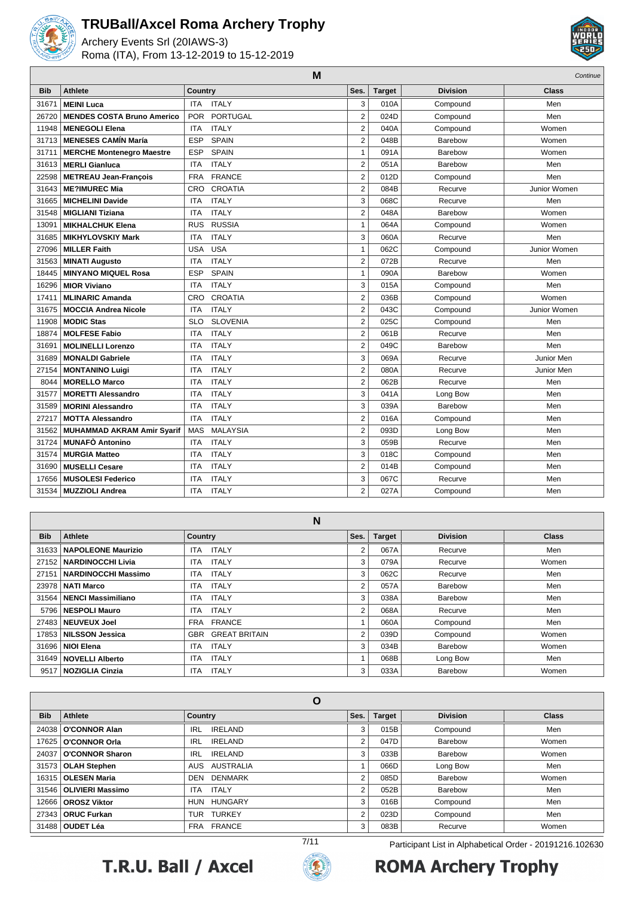# TRUBall/Axcel Roma Archery Trophy

Archery Events Srl (20IAWS-3)
Roma (ITA), From 13-12-2019 to 15-12-2019

## M

*Continue*

| Bib | Athlete | Country | Ses. | Target | Division | Class |
|---|---|---|---|---|---|---|
| 31671 | **MEINI Luca** | ITA ITALY | 3 | 010A | Compound | Men |
| 26720 | **MENDES COSTA Bruno Americo** | POR PORTUGAL | 2 | 024D | Compound | Men |
| 11948 | **MENEGOLI Elena** | ITA ITALY | 2 | 040A | Compound | Women |
| 31713 | **MENESES CAMÍN María** | ESP SPAIN | 2 | 048B | Barebow | Women |
| 31711 | **MERCHE Montenegro Maestre** | ESP SPAIN | 1 | 091A | Barebow | Women |
| 31613 | **MERLI Gianluca** | ITA ITALY | 2 | 051A | Barebow | Men |
| 22598 | **METREAU Jean-François** | FRA FRANCE | 2 | 012D | Compound | Men |
| 31643 | **ME?IMUREC Mia** | CRO CROATIA | 2 | 084B | Recurve | Junior Women |
| 31665 | **MICHELINI Davide** | ITA ITALY | 3 | 068C | Recurve | Men |
| 31548 | **MIGLIANI Tiziana** | ITA ITALY | 2 | 048A | Barebow | Women |
| 13091 | **MIKHALCHUK Elena** | RUS RUSSIA | 1 | 064A | Compound | Women |
| 31685 | **MIKHYLOVSKIY Mark** | ITA ITALY | 3 | 060A | Recurve | Men |
| 27096 | **MILLER Faith** | USA USA | 1 | 062C | Compound | Junior Women |
| 31563 | **MINATI Augusto** | ITA ITALY | 2 | 072B | Recurve | Men |
| 18445 | **MINYANO MIQUEL Rosa** | ESP SPAIN | 1 | 090A | Barebow | Women |
| 16296 | **MIOR Viviano** | ITA ITALY | 3 | 015A | Compound | Men |
| 17411 | **MLINARIC Amanda** | CRO CROATIA | 2 | 036B | Compound | Women |
| 31675 | **MOCCIA Andrea Nicole** | ITA ITALY | 2 | 043C | Compound | Junior Women |
| 11908 | **MODIC Stas** | SLO SLOVENIA | 2 | 025C | Compound | Men |
| 18874 | **MOLFESE Fabio** | ITA ITALY | 2 | 061B | Recurve | Men |
| 31691 | **MOLINELLI Lorenzo** | ITA ITALY | 2 | 049C | Barebow | Men |
| 31689 | **MONALDI Gabriele** | ITA ITALY | 3 | 069A | Recurve | Junior Men |
| 27154 | **MONTANINO Luigi** | ITA ITALY | 2 | 080A | Recurve | Junior Men |
| 8044 | **MORELLO Marco** | ITA ITALY | 2 | 062B | Recurve | Men |
| 31577 | **MORETTI Alessandro** | ITA ITALY | 3 | 041A | Long Bow | Men |
| 31589 | **MORINI Alessandro** | ITA ITALY | 3 | 039A | Barebow | Men |
| 27217 | **MOTTA Alessandro** | ITA ITALY | 2 | 016A | Compound | Men |
| 31562 | **MUHAMMAD AKRAM Amir Syarif** | MAS MALAYSIA | 2 | 093D | Long Bow | Men |
| 31724 | **MUNAFÒ Antonino** | ITA ITALY | 3 | 059B | Recurve | Men |
| 31574 | **MURGIA Matteo** | ITA ITALY | 3 | 018C | Compound | Men |
| 31690 | **MUSELLI Cesare** | ITA ITALY | 2 | 014B | Compound | Men |
| 17656 | **MUSOLESI Federico** | ITA ITALY | 3 | 067C | Recurve | Men |
| 31534 | **MUZZIOLI Andrea** | ITA ITALY | 2 | 027A | Compound | Men |

## N

| Bib | Athlete | Country | Ses. | Target | Division | Class |
|---|---|---|---|---|---|---|
| 31633 | **NAPOLEONE Maurizio** | ITA ITALY | 2 | 067A | Recurve | Men |
| 27152 | **NARDINOCCHI Livia** | ITA ITALY | 3 | 079A | Recurve | Women |
| 27151 | **NARDINOCCHI Massimo** | ITA ITALY | 3 | 062C | Recurve | Men |
| 23978 | **NATI Marco** | ITA ITALY | 2 | 057A | Barebow | Men |
| 31564 | **NENCI Massimiliano** | ITA ITALY | 3 | 038A | Barebow | Men |
| 5796 | **NESPOLI Mauro** | ITA ITALY | 2 | 068A | Recurve | Men |
| 27483 | **NEUVEUX Joel** | FRA FRANCE | 1 | 060A | Compound | Men |
| 17853 | **NILSSON Jessica** | GBR GREAT BRITAIN | 2 | 039D | Compound | Women |
| 31696 | **NIOI Elena** | ITA ITALY | 3 | 034B | Barebow | Women |
| 31649 | **NOVELLI Alberto** | ITA ITALY | 1 | 068B | Long Bow | Men |
| 9517 | **NOZIGLIA Cinzia** | ITA ITALY | 3 | 033A | Barebow | Women |

## O

| Bib | Athlete | Country | Ses. | Target | Division | Class |
|---|---|---|---|---|---|---|
| 24038 | **O'CONNOR Alan** | IRL IRELAND | 3 | 015B | Compound | Men |
| 17625 | **O'CONNOR Orla** | IRL IRELAND | 2 | 047D | Barebow | Women |
| 24037 | **O'CONNOR Sharon** | IRL IRELAND | 3 | 033B | Barebow | Women |
| 31573 | **OLAH Stephen** | AUS AUSTRALIA | 1 | 066D | Long Bow | Men |
| 16315 | **OLESEN Maria** | DEN DENMARK | 2 | 085D | Barebow | Women |
| 31546 | **OLIVIERI Massimo** | ITA ITALY | 2 | 052B | Barebow | Men |
| 12666 | **OROSZ Viktor** | HUN HUNGARY | 3 | 016B | Compound | Men |
| 27343 | **ORUC Furkan** | TUR TURKEY | 2 | 023D | Compound | Men |
| 31488 | **OUDET Léa** | FRA FRANCE | 3 | 083B | Recurve | Women |

Participant List in Alphabetical Order - 20191216.102630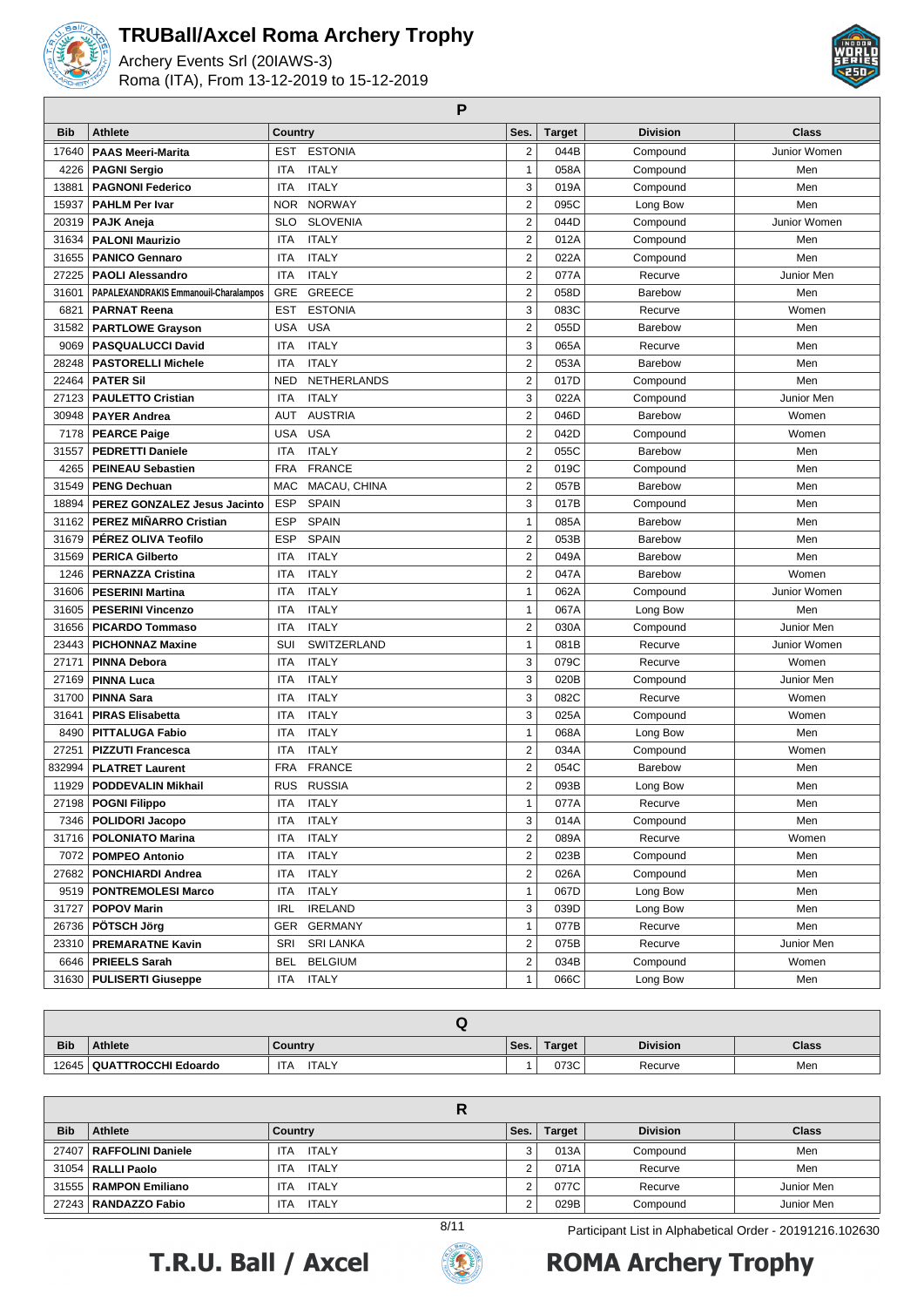# TRUBall/Axcel Roma Archery Trophy

Archery Events Srl (20IAWS-3)
Roma (ITA), From 13-12-2019 to 15-12-2019

## P

| Bib | Athlete | Country | | Ses. | Target | Division | Class |
|---|---|---|---|---|---|---|---|
| 17640 | **PAAS Meeri-Marita** | EST | ESTONIA | 2 | 044B | Compound | Junior Women |
| 4226 | **PAGNI Sergio** | ITA | ITALY | 1 | 058A | Compound | Men |
| 13881 | **PAGNONI Federico** | ITA | ITALY | 3 | 019A | Compound | Men |
| 15937 | **PAHLM Per Ivar** | NOR | NORWAY | 2 | 095C | Long Bow | Men |
| 20319 | **PAJK Aneja** | SLO | SLOVENIA | 2 | 044D | Compound | Junior Women |
| 31634 | **PALONI Maurizio** | ITA | ITALY | 2 | 012A | Compound | Men |
| 31655 | **PANICO Gennaro** | ITA | ITALY | 2 | 022A | Compound | Men |
| 27225 | **PAOLI Alessandro** | ITA | ITALY | 2 | 077A | Recurve | Junior Men |
| 31601 | **PAPALEXANDRAKIS Emmanouil-Charalampos** | GRE | GREECE | 2 | 058D | Barebow | Men |
| 6821 | **PARNAT Reena** | EST | ESTONIA | 3 | 083C | Recurve | Women |
| 31582 | **PARTLOWE Grayson** | USA | USA | 2 | 055D | Barebow | Men |
| 9069 | **PASQUALUCCI David** | ITA | ITALY | 3 | 065A | Recurve | Men |
| 28248 | **PASTORELLI Michele** | ITA | ITALY | 2 | 053A | Barebow | Men |
| 22464 | **PATER Sil** | NED | NETHERLANDS | 2 | 017D | Compound | Men |
| 27123 | **PAULETTO Cristian** | ITA | ITALY | 3 | 022A | Compound | Junior Men |
| 30948 | **PAYER Andrea** | AUT | AUSTRIA | 2 | 046D | Barebow | Women |
| 7178 | **PEARCE Paige** | USA | USA | 2 | 042D | Compound | Women |
| 31557 | **PEDRETTI Daniele** | ITA | ITALY | 2 | 055C | Barebow | Men |
| 4265 | **PEINEAU Sebastien** | FRA | FRANCE | 2 | 019C | Compound | Men |
| 31549 | **PENG Dechuan** | MAC | MACAU, CHINA | 2 | 057B | Barebow | Men |
| 18894 | **PEREZ GONZALEZ Jesus Jacinto** | ESP | SPAIN | 3 | 017B | Compound | Men |
| 31162 | **PEREZ MIÑARRO Cristian** | ESP | SPAIN | 1 | 085A | Barebow | Men |
| 31679 | **PÉREZ OLIVA Teofilo** | ESP | SPAIN | 2 | 053B | Barebow | Men |
| 31569 | **PERICA Gilberto** | ITA | ITALY | 2 | 049A | Barebow | Men |
| 1246 | **PERNAZZA Cristina** | ITA | ITALY | 2 | 047A | Barebow | Women |
| 31606 | **PESERINI Martina** | ITA | ITALY | 1 | 062A | Compound | Junior Women |
| 31605 | **PESERINI Vincenzo** | ITA | ITALY | 1 | 067A | Long Bow | Men |
| 31656 | **PICARDO Tommaso** | ITA | ITALY | 2 | 030A | Compound | Junior Men |
| 23443 | **PICHONNAZ Maxine** | SUI | SWITZERLAND | 1 | 081B | Recurve | Junior Women |
| 27171 | **PINNA Debora** | ITA | ITALY | 3 | 079C | Recurve | Women |
| 27169 | **PINNA Luca** | ITA | ITALY | 3 | 020B | Compound | Junior Men |
| 31700 | **PINNA Sara** | ITA | ITALY | 3 | 082C | Recurve | Women |
| 31641 | **PIRAS Elisabetta** | ITA | ITALY | 3 | 025A | Compound | Women |
| 8490 | **PITTALUGA Fabio** | ITA | ITALY | 1 | 068A | Long Bow | Men |
| 27251 | **PIZZUTI Francesca** | ITA | ITALY | 2 | 034A | Compound | Women |
| 832994 | **PLATRET Laurent** | FRA | FRANCE | 2 | 054C | Barebow | Men |
| 11929 | **PODDEVALIN Mikhail** | RUS | RUSSIA | 2 | 093B | Long Bow | Men |
| 27198 | **POGNI Filippo** | ITA | ITALY | 1 | 077A | Recurve | Men |
| 7346 | **POLIDORI Jacopo** | ITA | ITALY | 3 | 014A | Compound | Men |
| 31716 | **POLONIATO Marina** | ITA | ITALY | 2 | 089A | Recurve | Women |
| 7072 | **POMPEO Antonio** | ITA | ITALY | 2 | 023B | Compound | Men |
| 27682 | **PONCHIARDI Andrea** | ITA | ITALY | 2 | 026A | Compound | Men |
| 9519 | **PONTREMOLESI Marco** | ITA | ITALY | 1 | 067D | Long Bow | Men |
| 31727 | **POPOV Marin** | IRL | IRELAND | 3 | 039D | Long Bow | Men |
| 26736 | **PÖTSCH Jörg** | GER | GERMANY | 1 | 077B | Recurve | Men |
| 23310 | **PREMARATNE Kavin** | SRI | SRI LANKA | 2 | 075B | Recurve | Junior Men |
| 6646 | **PRIEELS Sarah** | BEL | BELGIUM | 2 | 034B | Compound | Women |
| 31630 | **PULISERTI Giuseppe** | ITA | ITALY | 1 | 066C | Long Bow | Men |

## Q

| Bib | Athlete | Country | | Ses. | Target | Division | Class |
|---|---|---|---|---|---|---|---|
| 12645 | **QUATTROCCHI Edoardo** | ITA | ITALY | 1 | 073C | Recurve | Men |

## R

| Bib | Athlete | Country | | Ses. | Target | Division | Class |
|---|---|---|---|---|---|---|---|
| 27407 | **RAFFOLINI Daniele** | ITA | ITALY | 3 | 013A | Compound | Men |
| 31054 | **RALLI Paolo** | ITA | ITALY | 2 | 071A | Recurve | Men |
| 31555 | **RAMPON Emiliano** | ITA | ITALY | 2 | 077C | Recurve | Junior Men |
| 27243 | **RANDAZZO Fabio** | ITA | ITALY | 2 | 029B | Compound | Junior Men |

Participant List in Alphabetical Order - 20191216.102630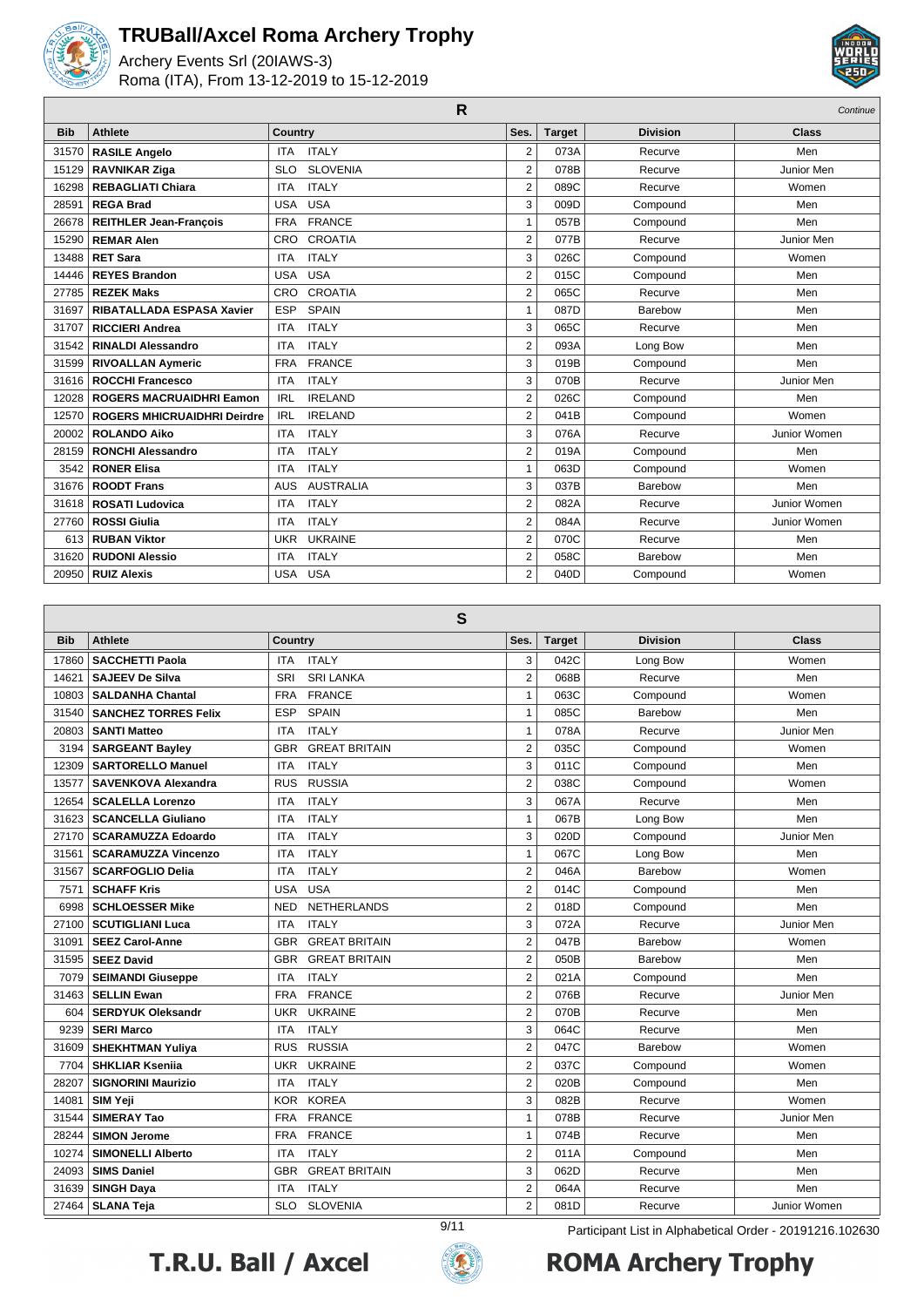# TRUBall/Axcel Roma Archery Trophy

Archery Events Srl (20IAWS-3)
Roma (ITA), From 13-12-2019 to 15-12-2019

## R

*Continue*

| Bib | Athlete | Country | | Ses. | Target | Division | Class |
|---|---|---|---|---|---|---|---|
| 31570 | **RASILE Angelo** | ITA | ITALY | 2 | 073A | Recurve | Men |
| 15129 | **RAVNIKAR Ziga** | SLO | SLOVENIA | 2 | 078B | Recurve | Junior Men |
| 16298 | **REBAGLIATI Chiara** | ITA | ITALY | 2 | 089C | Recurve | Women |
| 28591 | **REGA Brad** | USA | USA | 3 | 009D | Compound | Men |
| 26678 | **REITHLER Jean-François** | FRA | FRANCE | 1 | 057B | Compound | Men |
| 15290 | **REMAR Alen** | CRO | CROATIA | 2 | 077B | Recurve | Junior Men |
| 13488 | **RET Sara** | ITA | ITALY | 3 | 026C | Compound | Women |
| 14446 | **REYES Brandon** | USA | USA | 2 | 015C | Compound | Men |
| 27785 | **REZEK Maks** | CRO | CROATIA | 2 | 065C | Recurve | Men |
| 31697 | **RIBATALLADA ESPASA Xavier** | ESP | SPAIN | 1 | 087D | Barebow | Men |
| 31707 | **RICCIERI Andrea** | ITA | ITALY | 3 | 065C | Recurve | Men |
| 31542 | **RINALDI Alessandro** | ITA | ITALY | 2 | 093A | Long Bow | Men |
| 31599 | **RIVOALLAN Aymeric** | FRA | FRANCE | 3 | 019B | Compound | Men |
| 31616 | **ROCCHI Francesco** | ITA | ITALY | 3 | 070B | Recurve | Junior Men |
| 12028 | **ROGERS MACRUAIDHRI Eamon** | IRL | IRELAND | 2 | 026C | Compound | Men |
| 12570 | **ROGERS MHICRUAIDHRI Deirdre** | IRL | IRELAND | 2 | 041B | Compound | Women |
| 20002 | **ROLANDO Aiko** | ITA | ITALY | 3 | 076A | Recurve | Junior Women |
| 28159 | **RONCHI Alessandro** | ITA | ITALY | 2 | 019A | Compound | Men |
| 3542 | **RONER Elisa** | ITA | ITALY | 1 | 063D | Compound | Women |
| 31676 | **ROODT Frans** | AUS | AUSTRALIA | 3 | 037B | Barebow | Men |
| 31618 | **ROSATI Ludovica** | ITA | ITALY | 2 | 082A | Recurve | Junior Women |
| 27760 | **ROSSI Giulia** | ITA | ITALY | 2 | 084A | Recurve | Junior Women |
| 613 | **RUBAN Viktor** | UKR | UKRAINE | 2 | 070C | Recurve | Men |
| 31620 | **RUDONI Alessio** | ITA | ITALY | 2 | 058C | Barebow | Men |
| 20950 | **RUIZ Alexis** | USA | USA | 2 | 040D | Compound | Women |

## S

| Bib | Athlete | Country | | Ses. | Target | Division | Class |
|---|---|---|---|---|---|---|---|
| 17860 | **SACCHETTI Paola** | ITA | ITALY | 3 | 042C | Long Bow | Women |
| 14621 | **SAJEEV De Silva** | SRI | SRI LANKA | 2 | 068B | Recurve | Men |
| 10803 | **SALDANHA Chantal** | FRA | FRANCE | 1 | 063C | Compound | Women |
| 31540 | **SANCHEZ TORRES Felix** | ESP | SPAIN | 1 | 085C | Barebow | Men |
| 20803 | **SANTI Matteo** | ITA | ITALY | 1 | 078A | Recurve | Junior Men |
| 3194 | **SARGEANT Bayley** | GBR | GREAT BRITAIN | 2 | 035C | Compound | Women |
| 12309 | **SARTORELLO Manuel** | ITA | ITALY | 3 | 011C | Compound | Men |
| 13577 | **SAVENKOVA Alexandra** | RUS | RUSSIA | 2 | 038C | Compound | Women |
| 12654 | **SCALELLA Lorenzo** | ITA | ITALY | 3 | 067A | Recurve | Men |
| 31623 | **SCANCELLA Giuliano** | ITA | ITALY | 1 | 067B | Long Bow | Men |
| 27170 | **SCARAMUZZA Edoardo** | ITA | ITALY | 3 | 020D | Compound | Junior Men |
| 31561 | **SCARAMUZZA Vincenzo** | ITA | ITALY | 1 | 067C | Long Bow | Men |
| 31567 | **SCARFOGLIO Delia** | ITA | ITALY | 2 | 046A | Barebow | Women |
| 7571 | **SCHAFF Kris** | USA | USA | 2 | 014C | Compound | Men |
| 6998 | **SCHLOESSER Mike** | NED | NETHERLANDS | 2 | 018D | Compound | Men |
| 27100 | **SCUTIGLIANI Luca** | ITA | ITALY | 3 | 072A | Recurve | Junior Men |
| 31091 | **SEEZ Carol-Anne** | GBR | GREAT BRITAIN | 2 | 047B | Barebow | Women |
| 31595 | **SEEZ David** | GBR | GREAT BRITAIN | 2 | 050B | Barebow | Men |
| 7079 | **SEIMANDI Giuseppe** | ITA | ITALY | 2 | 021A | Compound | Men |
| 31463 | **SELLIN Ewan** | FRA | FRANCE | 2 | 076B | Recurve | Junior Men |
| 604 | **SERDYUK Oleksandr** | UKR | UKRAINE | 2 | 070B | Recurve | Men |
| 9239 | **SERI Marco** | ITA | ITALY | 3 | 064C | Recurve | Men |
| 31609 | **SHEKHTMAN Yuliya** | RUS | RUSSIA | 2 | 047C | Barebow | Women |
| 7704 | **SHKLIAR Ksenija** | UKR | UKRAINE | 2 | 037C | Compound | Women |
| 28207 | **SIGNORINI Maurizio** | ITA | ITALY | 2 | 020B | Compound | Men |
| 14081 | **SIM Yeji** | KOR | KOREA | 3 | 082B | Recurve | Women |
| 31544 | **SIMERAY Tao** | FRA | FRANCE | 1 | 078B | Recurve | Junior Men |
| 28244 | **SIMON Jerome** | FRA | FRANCE | 1 | 074B | Recurve | Men |
| 10274 | **SIMONELLI Alberto** | ITA | ITALY | 2 | 011A | Compound | Men |
| 24093 | **SIMS Daniel** | GBR | GREAT BRITAIN | 3 | 062D | Recurve | Men |
| 31639 | **SINGH Daya** | ITA | ITALY | 2 | 064A | Recurve | Men |
| 27464 | **SLANA Teja** | SLO | SLOVENIA | 2 | 081D | Recurve | Junior Women |

Participant List in Alphabetical Order - 20191216.102630

**T.R.U. Ball / Axcel** **ROMA Archery Trophy**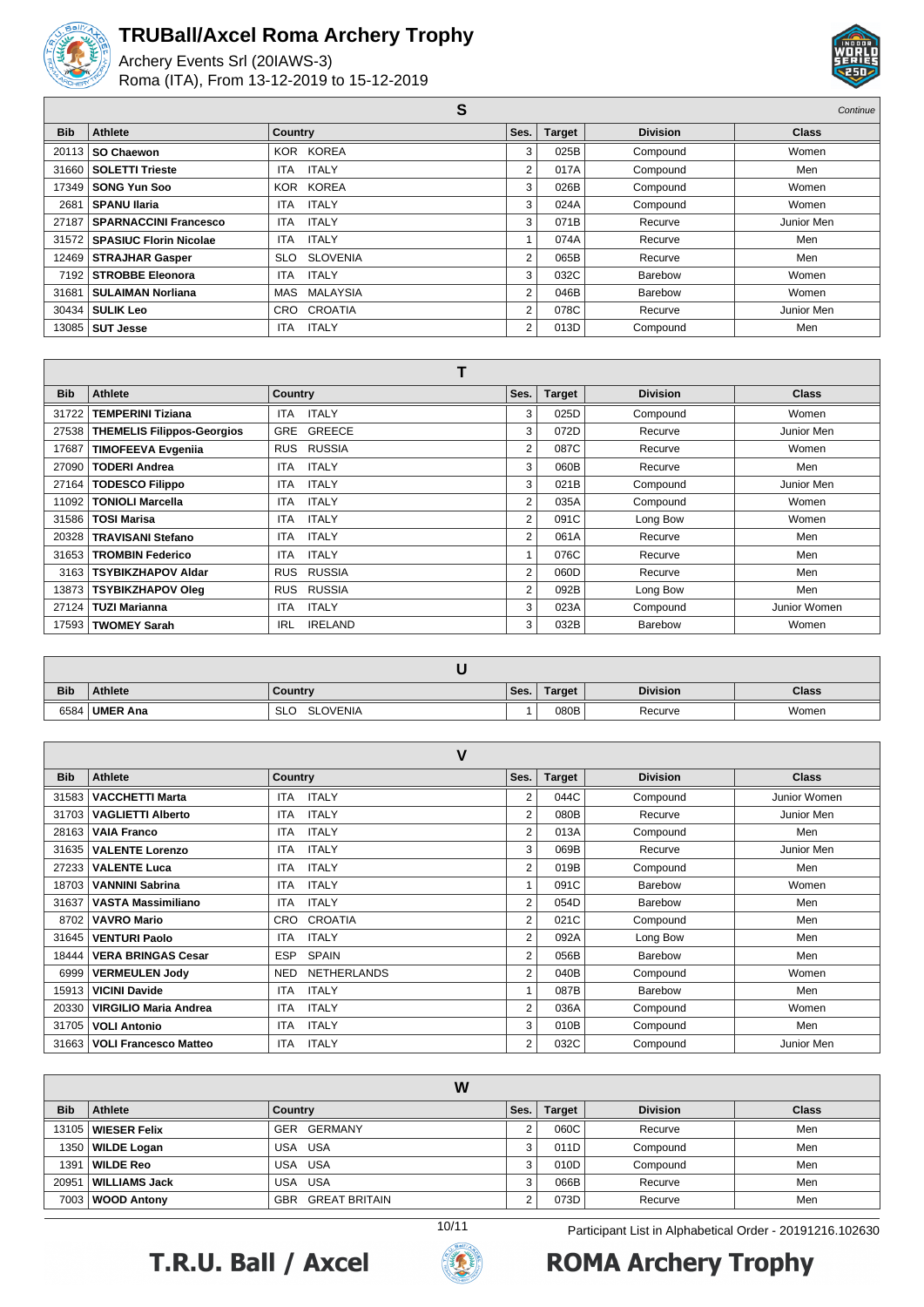# TRUBall/Axcel Roma Archery Trophy

Archery Events Srl (20IAWS-3)
Roma (ITA), From 13-12-2019 to 15-12-2019

## S

*Continue*

| Bib | Athlete | Country | Ses. | Target | Division | Class |
|---|---|---|---|---|---|---|
| 20113 | **SO Chaewon** | KOR KOREA | 3 | 025B | Compound | Women |
| 31660 | **SOLETTI Trieste** | ITA ITALY | 2 | 017A | Compound | Men |
| 17349 | **SONG Yun Soo** | KOR KOREA | 3 | 026B | Compound | Women |
| 2681 | **SPANU Ilaria** | ITA ITALY | 3 | 024A | Compound | Women |
| 27187 | **SPARNACCINI Francesco** | ITA ITALY | 3 | 071B | Recurve | Junior Men |
| 31572 | **SPASIUC Florin Nicolae** | ITA ITALY | 1 | 074A | Recurve | Men |
| 12469 | **STRAJHAR Gasper** | SLO SLOVENIA | 2 | 065B | Recurve | Men |
| 7192 | **STROBBE Eleonora** | ITA ITALY | 3 | 032C | Barebow | Women |
| 31681 | **SULAIMAN Norliana** | MAS MALAYSIA | 2 | 046B | Barebow | Women |
| 30434 | **SULIK Leo** | CRO CROATIA | 2 | 078C | Recurve | Junior Men |
| 13085 | **SUT Jesse** | ITA ITALY | 2 | 013D | Compound | Men |

## T

| Bib | Athlete | Country | Ses. | Target | Division | Class |
|---|---|---|---|---|---|---|
| 31722 | **TEMPERINI Tiziana** | ITA ITALY | 3 | 025D | Compound | Women |
| 27538 | **THEMELIS Filippos-Georgios** | GRE GREECE | 3 | 072D | Recurve | Junior Men |
| 17687 | **TIMOFEEVA Evgeniia** | RUS RUSSIA | 2 | 087C | Recurve | Women |
| 27090 | **TODERI Andrea** | ITA ITALY | 3 | 060B | Recurve | Men |
| 27164 | **TODESCO Filippo** | ITA ITALY | 3 | 021B | Compound | Junior Men |
| 11092 | **TONIOLI Marcella** | ITA ITALY | 2 | 035A | Compound | Women |
| 31586 | **TOSI Marisa** | ITA ITALY | 2 | 091C | Long Bow | Women |
| 20328 | **TRAVISANI Stefano** | ITA ITALY | 2 | 061A | Recurve | Men |
| 31653 | **TROMBIN Federico** | ITA ITALY | 1 | 076C | Recurve | Men |
| 3163 | **TSYBIKZHAPOV Aldar** | RUS RUSSIA | 2 | 060D | Recurve | Men |
| 13873 | **TSYBIKZHAPOV Oleg** | RUS RUSSIA | 2 | 092B | Long Bow | Men |
| 27124 | **TUZI Marianna** | ITA ITALY | 3 | 023A | Compound | Junior Women |
| 17593 | **TWOMEY Sarah** | IRL IRELAND | 3 | 032B | Barebow | Women |

## U

| Bib | Athlete | Country | Ses. | Target | Division | Class |
|---|---|---|---|---|---|---|
| 6584 | **UMER Ana** | SLO SLOVENIA | 1 | 080B | Recurve | Women |

## V

| Bib | Athlete | Country | Ses. | Target | Division | Class |
|---|---|---|---|---|---|---|
| 31583 | **VACCHETTI Marta** | ITA ITALY | 2 | 044C | Compound | Junior Women |
| 31703 | **VAGLIETTI Alberto** | ITA ITALY | 2 | 080B | Recurve | Junior Men |
| 28163 | **VAIA Franco** | ITA ITALY | 2 | 013A | Compound | Men |
| 31635 | **VALENTE Lorenzo** | ITA ITALY | 3 | 069B | Recurve | Junior Men |
| 27233 | **VALENTE Luca** | ITA ITALY | 2 | 019B | Compound | Men |
| 18703 | **VANNINI Sabrina** | ITA ITALY | 1 | 091C | Barebow | Women |
| 31637 | **VASTA Massimiliano** | ITA ITALY | 2 | 054D | Barebow | Men |
| 8702 | **VAVRO Mario** | CRO CROATIA | 2 | 021C | Compound | Men |
| 31645 | **VENTURI Paolo** | ITA ITALY | 2 | 092A | Long Bow | Men |
| 18444 | **VERA BRINGAS Cesar** | ESP SPAIN | 2 | 056B | Barebow | Men |
| 6999 | **VERMEULEN Jody** | NED NETHERLANDS | 2 | 040B | Compound | Women |
| 15913 | **VICINI Davide** | ITA ITALY | 1 | 087B | Barebow | Men |
| 20330 | **VIRGILIO Maria Andrea** | ITA ITALY | 2 | 036A | Compound | Women |
| 31705 | **VOLI Antonio** | ITA ITALY | 3 | 010B | Compound | Men |
| 31663 | **VOLI Francesco Matteo** | ITA ITALY | 2 | 032C | Compound | Junior Men |

## W

| Bib | Athlete | Country | Ses. | Target | Division | Class |
|---|---|---|---|---|---|---|
| 13105 | **WIESER Felix** | GER GERMANY | 2 | 060C | Recurve | Men |
| 1350 | **WILDE Logan** | USA USA | 3 | 011D | Compound | Men |
| 1391 | **WILDE Reo** | USA USA | 3 | 010D | Compound | Men |
| 20951 | **WILLIAMS Jack** | USA USA | 3 | 066B | Recurve | Men |
| 7003 | **WOOD Antony** | GBR GREAT BRITAIN | 2 | 073D | Recurve | Men |

Participant List in Alphabetical Order - 20191216.102630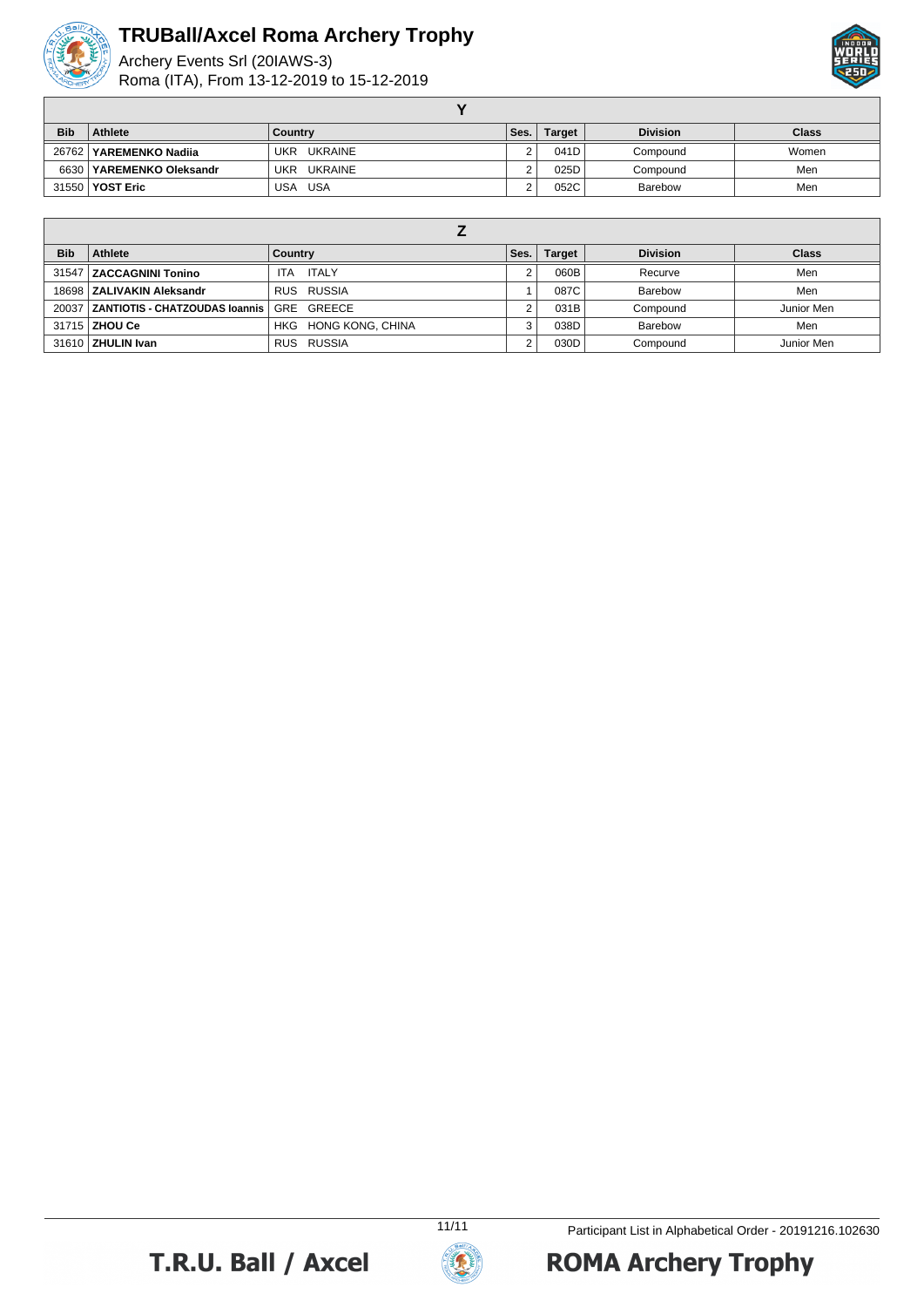## Y

| Bib | Athlete | Country | Ses. | Target | Division | Class |
|---|---|---|---|---|---|---|
| 26762 | **YAREMENKO Nadiia** | UKR UKRAINE | 2 | 041D | Compound | Women |
| 6630 | **YAREMENKO Oleksandr** | UKR UKRAINE | 2 | 025D | Compound | Men |
| 31550 | **YOST Eric** | USA USA | 2 | 052C | Barebow | Men |

## Z

| Bib | Athlete | Country | Ses. | Target | Division | Class |
|---|---|---|---|---|---|---|
| 31547 | **ZACCAGNINI Tonino** | ITA ITALY | 2 | 060B | Recurve | Men |
| 18698 | **ZALIVAKIN Aleksandr** | RUS RUSSIA | 1 | 087C | Barebow | Men |
| 20037 | **ZANTIOTIS - CHATZOUDAS Ioannis** | GRE GREECE | 2 | 031B | Compound | Junior Men |
| 31715 | **ZHOU Ce** | HKG HONG KONG, CHINA | 3 | 038D | Barebow | Men |
| 31610 | **ZHULIN Ivan** | RUS RUSSIA | 2 | 030D | Compound | Junior Men |